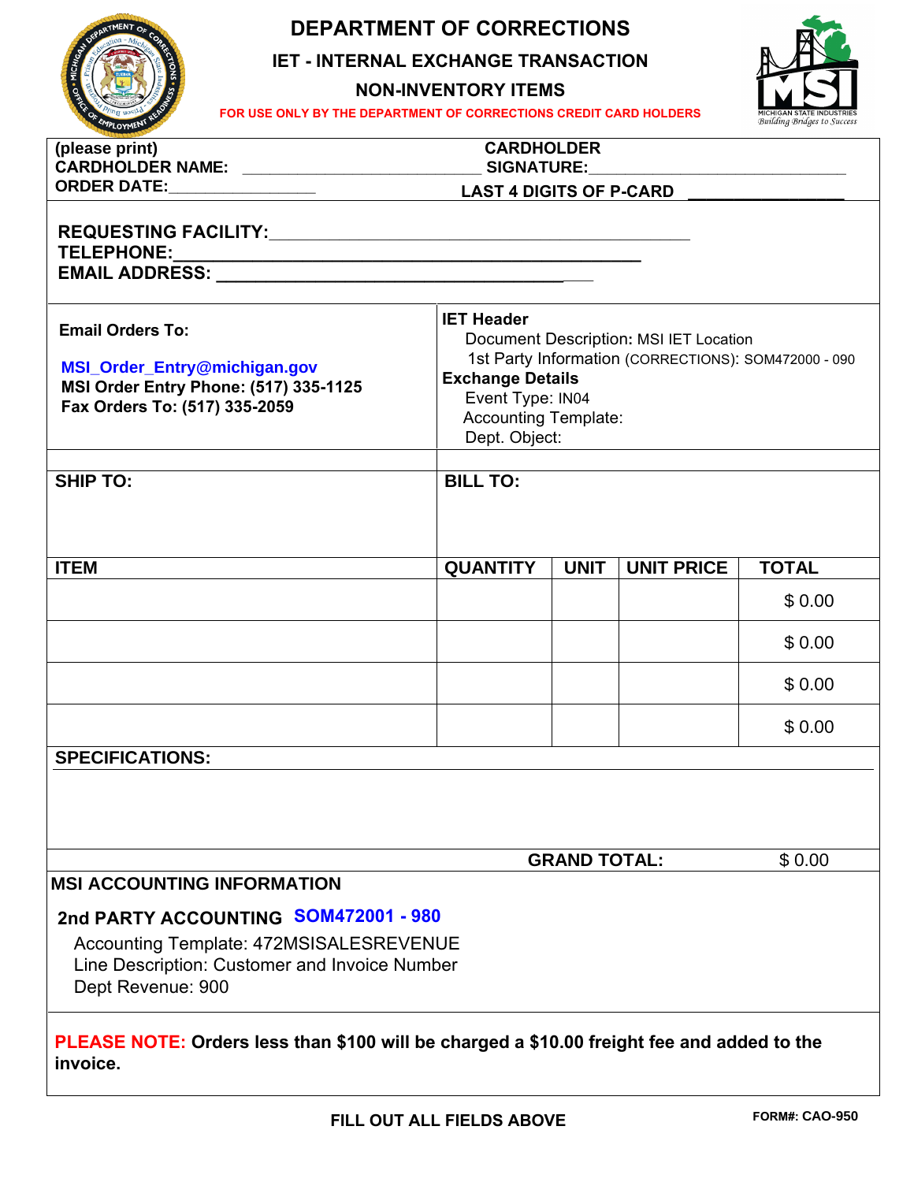# DEPARTMENT OF CORRECTIONS

## IET - INTERNAL EXCHANGE TRANSACTION

## NON-INVENTORY ITEMS

**FOR USE ONLY BY THE DEPARTMENT OF CORRECTIONS CREDIT CARD HOLDERS**

(please print)
**CARDHOLDER NAME:** ___________________________ **CARDHOLDER SIGNATURE:**_____________________________
**ORDER DATE:**________________ **LAST 4 DIGITS OF P-CARD** _________________

**REQUESTING FACILITY:**_____________________________________________
**TELEPHONE:**_____________________________________________
**EMAIL ADDRESS:** _____________________________________

**Email Orders To:**

MSI_Order_Entry@michigan.gov
**MSI Order Entry Phone: (517) 335-1125**
**Fax Orders To: (517) 335-2059**

**IET Header**
Document Description: MSI IET Location
1st Party Information (CORRECTIONS): SOM472000 - 090
**Exchange Details**
Event Type: IN04
Accounting Template:
Dept. Object:

**SHIP TO:**

**BILL TO:**

| ITEM | QUANTITY | UNIT | UNIT PRICE | TOTAL |
|---|---|---|---|---|
| | | | | $ 0.00 |
| | | | | $ 0.00 |
| | | | | $ 0.00 |
| | | | | $ 0.00 |

**SPECIFICATIONS:**

**GRAND TOTAL:** $ 0.00

**MSI ACCOUNTING INFORMATION**

**2nd PARTY ACCOUNTING SOM472001 - 980**
Accounting Template: 472MSISALESREVENUE
Line Description: Customer and Invoice Number
Dept Revenue: 900

**PLEASE NOTE: Orders less than $100 will be charged a $10.00 freight fee and added to the invoice.**

**FILL OUT ALL FIELDS ABOVE**

**FORM#: CAO-950**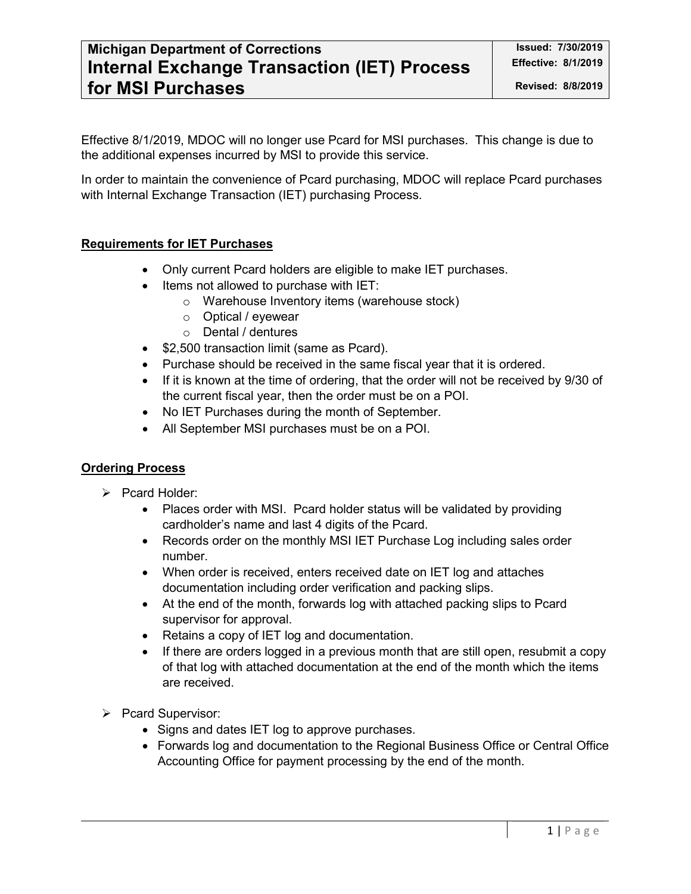| Michigan Department of Corrections<br>**Internal Exchange Transaction (IET) Process for MSI Purchases** | **Issued: 7/30/2019**<br>**Effective: 8/1/2019**<br>**Revised: 8/8/2019** |
| --- | --- |

Effective 8/1/2019, MDOC will no longer use Pcard for MSI purchases. This change is due to the additional expenses incurred by MSI to provide this service.

In order to maintain the convenience of Pcard purchasing, MDOC will replace Pcard purchases with Internal Exchange Transaction (IET) purchasing Process.

## Requirements for IET Purchases

- Only current Pcard holders are eligible to make IET purchases.
- Items not allowed to purchase with IET:
  - Warehouse Inventory items (warehouse stock)
  - Optical / eyewear
  - Dental / dentures
- $2,500 transaction limit (same as Pcard).
- Purchase should be received in the same fiscal year that it is ordered.
- If it is known at the time of ordering, that the order will not be received by 9/30 of the current fiscal year, then the order must be on a POI.
- No IET Purchases during the month of September.
- All September MSI purchases must be on a POI.

## Ordering Process

- Pcard Holder:
  - Places order with MSI. Pcard holder status will be validated by providing cardholder's name and last 4 digits of the Pcard.
  - Records order on the monthly MSI IET Purchase Log including sales order number.
  - When order is received, enters received date on IET log and attaches documentation including order verification and packing slips.
  - At the end of the month, forwards log with attached packing slips to Pcard supervisor for approval.
  - Retains a copy of IET log and documentation.
  - If there are orders logged in a previous month that are still open, resubmit a copy of that log with attached documentation at the end of the month which the items are received.

- Pcard Supervisor:
  - Signs and dates IET log to approve purchases.
  - Forwards log and documentation to the Regional Business Office or Central Office Accounting Office for payment processing by the end of the month.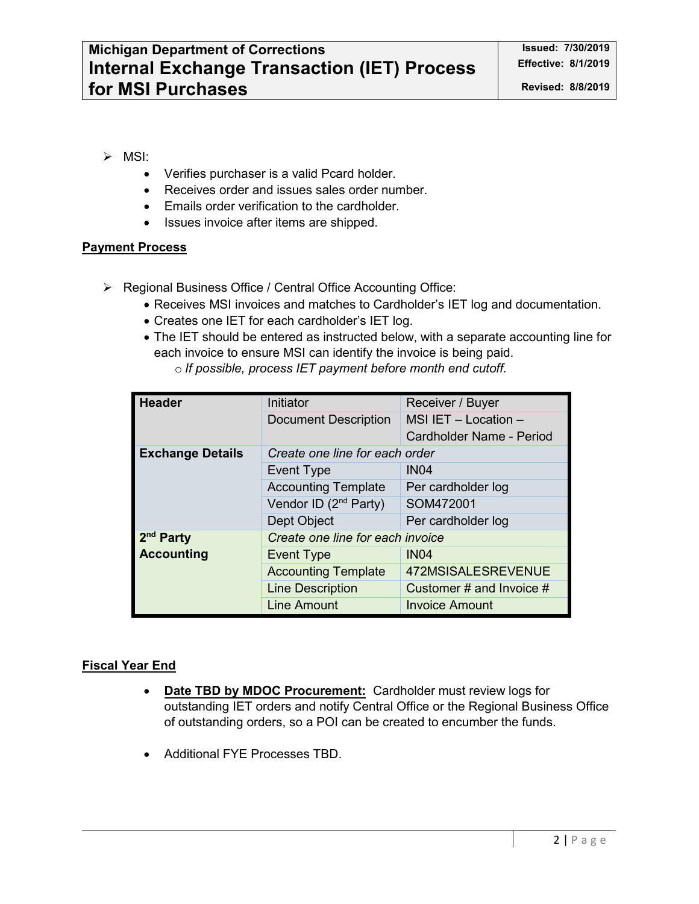- MSI:
  - Verifies purchaser is a valid Pcard holder.
  - Receives order and issues sales order number.
  - Emails order verification to the cardholder.
  - Issues invoice after items are shipped.

**Payment Process**

- Regional Business Office / Central Office Accounting Office:
  - Receives MSI invoices and matches to Cardholder's IET log and documentation.
  - Creates one IET for each cardholder's IET log.
  - The IET should be entered as instructed below, with a separate accounting line for each invoice to ensure MSI can identify the invoice is being paid.
    - *If possible, process IET payment before month end cutoff.*

| **Header** | Initiator | Receiver / Buyer |
|---|---|---|
| | Document Description | MSI IET – Location – Cardholder Name - Period |
| **Exchange Details** | *Create one line for each order* | |
| | Event Type | IN04 |
| | Accounting Template | Per cardholder log |
| | Vendor ID (2nd Party) | SOM472001 |
| | Dept Object | Per cardholder log |
| **2nd Party Accounting** | *Create one line for each invoice* | |
| | Event Type | IN04 |
| | Accounting Template | 472MSISALESREVENUE |
| | Line Description | Customer # and Invoice # |
| | Line Amount | Invoice Amount |

**Fiscal Year End**

- **Date TBD by MDOC Procurement:** Cardholder must review logs for outstanding IET orders and notify Central Office or the Regional Business Office of outstanding orders, so a POI can be created to encumber the funds.

- Additional FYE Processes TBD.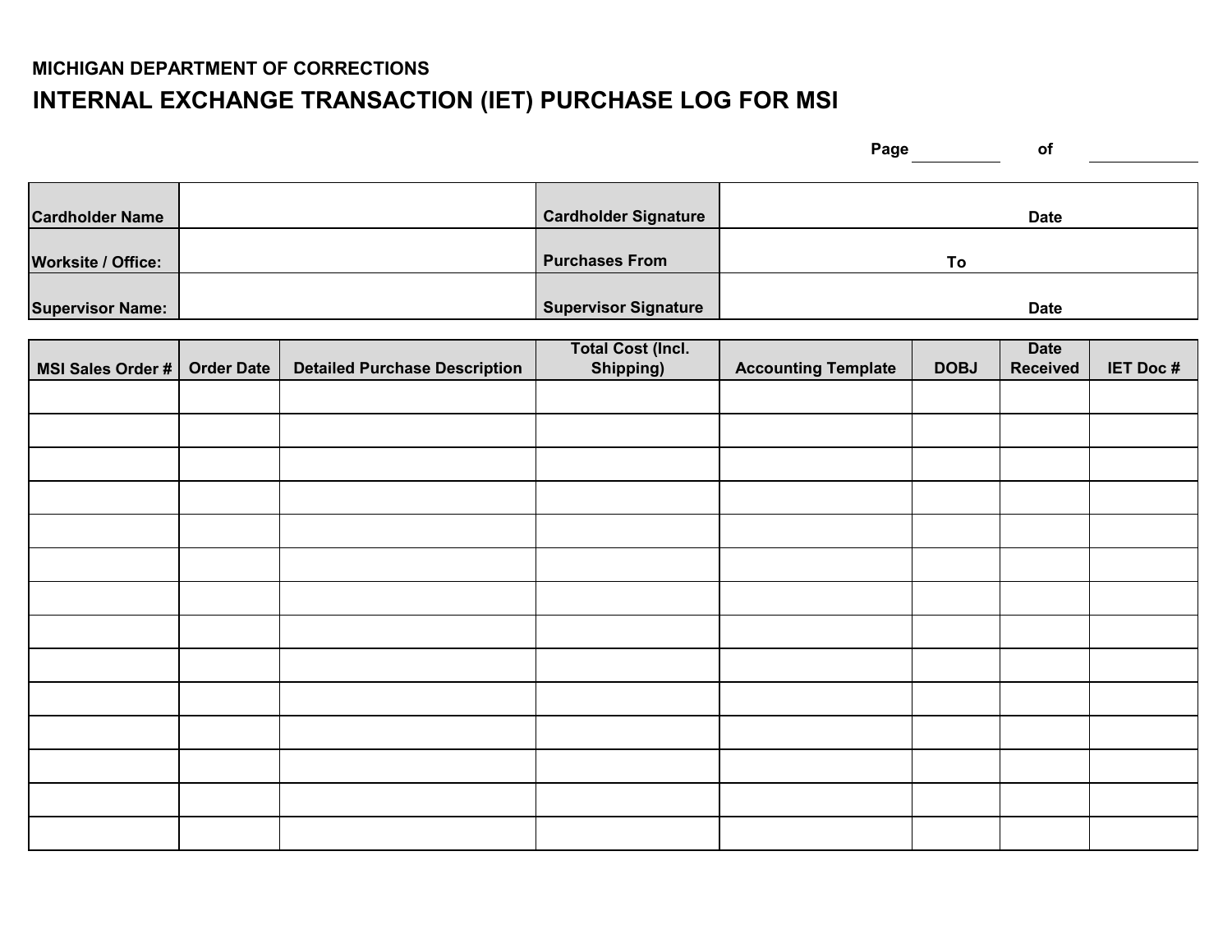MICHIGAN DEPARTMENT OF CORRECTIONS

# INTERNAL EXCHANGE TRANSACTION (IET) PURCHASE LOG FOR MSI

Page ________ of ________

| | | | |
|---|---|---|---|
| Cardholder Name | | Cardholder Signature | Date |
| Worksite / Office: | | Purchases From | To |
| Supervisor Name: | | Supervisor Signature | Date |

| MSI Sales Order # | Order Date | Detailed Purchase Description | Total Cost (Incl. Shipping) | Accounting Template | DOBJ | Date Received | IET Doc # |
|---|---|---|---|---|---|---|---|
| | | | | | | | |
| | | | | | | | |
| | | | | | | | |
| | | | | | | | |
| | | | | | | | |
| | | | | | | | |
| | | | | | | | |
| | | | | | | | |
| | | | | | | | |
| | | | | | | | |
| | | | | | | | |
| | | | | | | | |
| | | | | | | | |
| | | | | | | | |